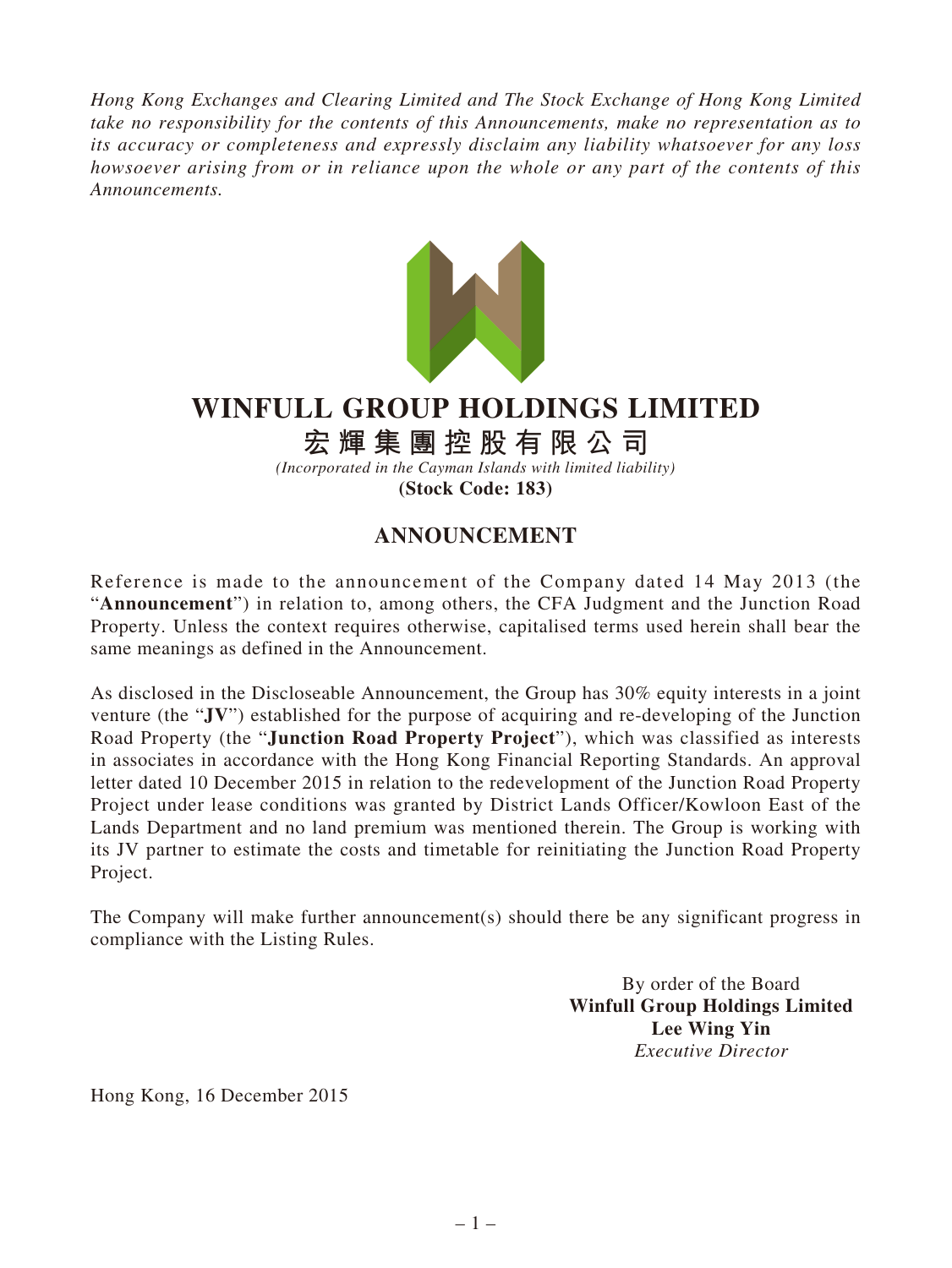*Hong Kong Exchanges and Clearing Limited and The Stock Exchange of Hong Kong Limited take no responsibility for the contents of this Announcements, make no representation as to its accuracy or completeness and expressly disclaim any liability whatsoever for any loss howsoever arising from or in reliance upon the whole or any part of the contents of this Announcements.*

# WINFULL GROUP HOLDINGS LIMITED

# 宏輝集團控股有限公司

*(Incorporated in the Cayman Islands with limited liability)*

**(Stock Code: 183)**

## ANNOUNCEMENT

Reference is made to the announcement of the Company dated 14 May 2013 (the "**Announcement**") in relation to, among others, the CFA Judgment and the Junction Road Property. Unless the context requires otherwise, capitalised terms used herein shall bear the same meanings as defined in the Announcement.

As disclosed in the Discloseable Announcement, the Group has 30% equity interests in a joint venture (the "**JV**") established for the purpose of acquiring and re-developing of the Junction Road Property (the "**Junction Road Property Project**"), which was classified as interests in associates in accordance with the Hong Kong Financial Reporting Standards. An approval letter dated 10 December 2015 in relation to the redevelopment of the Junction Road Property Project under lease conditions was granted by District Lands Officer/Kowloon East of the Lands Department and no land premium was mentioned therein. The Group is working with its JV partner to estimate the costs and timetable for reinitiating the Junction Road Property Project.

The Company will make further announcement(s) should there be any significant progress in compliance with the Listing Rules.

By order of the Board
**Winfull Group Holdings Limited**
**Lee Wing Yin**
*Executive Director*

Hong Kong, 16 December 2015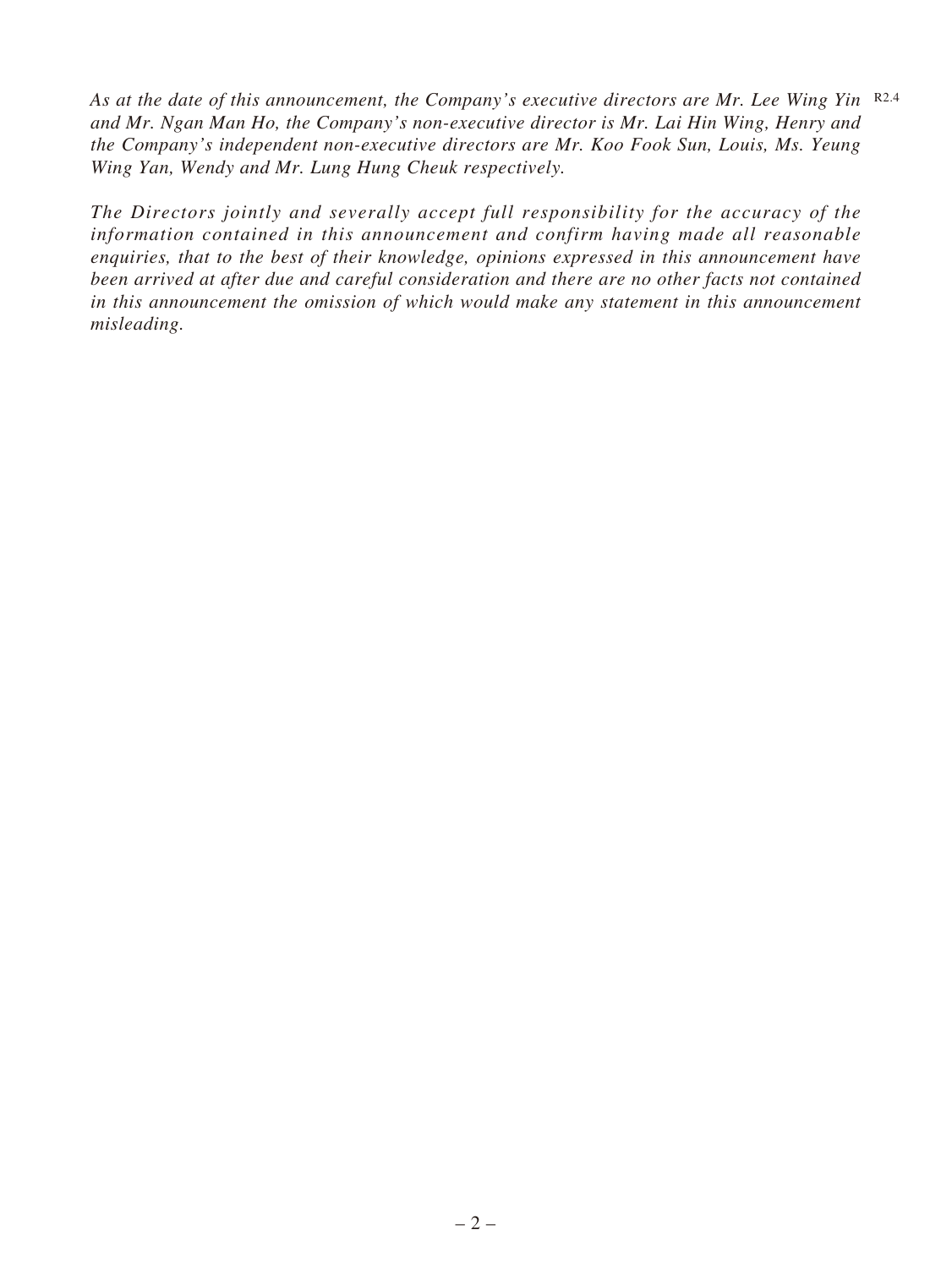*As at the date of this announcement, the Company's executive directors are Mr. Lee Wing Yin and Mr. Ngan Man Ho, the Company's non-executive director is Mr. Lai Hin Wing, Henry and the Company's independent non-executive directors are Mr. Koo Fook Sun, Louis, Ms. Yeung Wing Yan, Wendy and Mr. Lung Hung Cheuk respectively.*

*The Directors jointly and severally accept full responsibility for the accuracy of the information contained in this announcement and confirm having made all reasonable enquiries, that to the best of their knowledge, opinions expressed in this announcement have been arrived at after due and careful consideration and there are no other facts not contained in this announcement the omission of which would make any statement in this announcement misleading.*